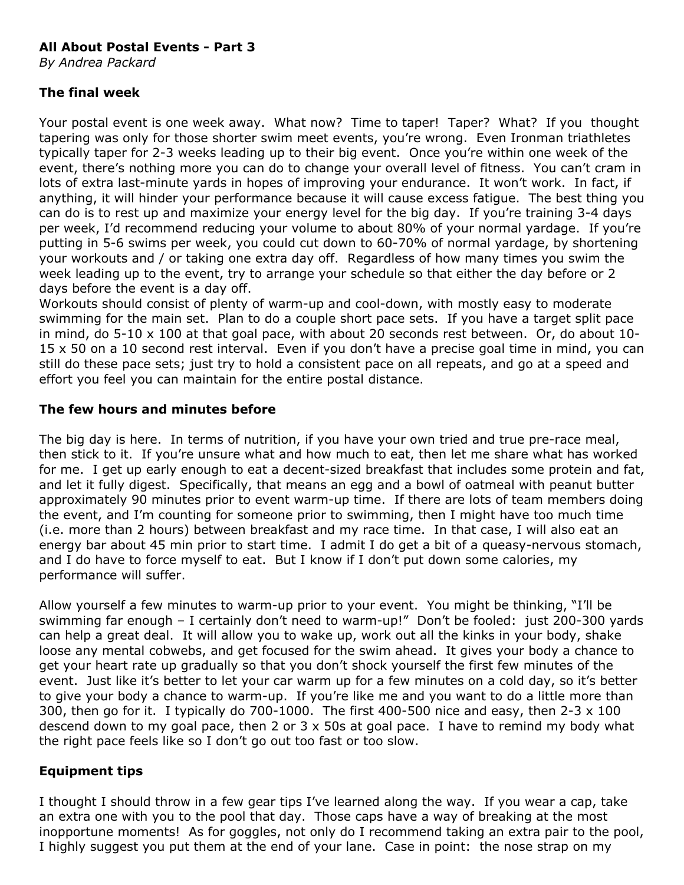**All About Postal Events - Part 3**
*By Andrea Packard*

**The final week**

Your postal event is one week away. What now? Time to taper! Taper? What? If you thought tapering was only for those shorter swim meet events, you're wrong. Even Ironman triathletes typically taper for 2-3 weeks leading up to their big event. Once you're within one week of the event, there's nothing more you can do to change your overall level of fitness. You can't cram in lots of extra last-minute yards in hopes of improving your endurance. It won't work. In fact, if anything, it will hinder your performance because it will cause excess fatigue. The best thing you can do is to rest up and maximize your energy level for the big day. If you're training 3-4 days per week, I'd recommend reducing your volume to about 80% of your normal yardage. If you're putting in 5-6 swims per week, you could cut down to 60-70% of normal yardage, by shortening your workouts and / or taking one extra day off. Regardless of how many times you swim the week leading up to the event, try to arrange your schedule so that either the day before or 2 days before the event is a day off.
Workouts should consist of plenty of warm-up and cool-down, with mostly easy to moderate swimming for the main set. Plan to do a couple short pace sets. If you have a target split pace in mind, do 5-10 x 100 at that goal pace, with about 20 seconds rest between. Or, do about 10-15 x 50 on a 10 second rest interval. Even if you don't have a precise goal time in mind, you can still do these pace sets; just try to hold a consistent pace on all repeats, and go at a speed and effort you feel you can maintain for the entire postal distance.

**The few hours and minutes before**

The big day is here. In terms of nutrition, if you have your own tried and true pre-race meal, then stick to it. If you're unsure what and how much to eat, then let me share what has worked for me. I get up early enough to eat a decent-sized breakfast that includes some protein and fat, and let it fully digest. Specifically, that means an egg and a bowl of oatmeal with peanut butter approximately 90 minutes prior to event warm-up time. If there are lots of team members doing the event, and I'm counting for someone prior to swimming, then I might have too much time (i.e. more than 2 hours) between breakfast and my race time. In that case, I will also eat an energy bar about 45 min prior to start time. I admit I do get a bit of a queasy-nervous stomach, and I do have to force myself to eat. But I know if I don't put down some calories, my performance will suffer.

Allow yourself a few minutes to warm-up prior to your event. You might be thinking, "I'll be swimming far enough – I certainly don't need to warm-up!" Don't be fooled: just 200-300 yards can help a great deal. It will allow you to wake up, work out all the kinks in your body, shake loose any mental cobwebs, and get focused for the swim ahead. It gives your body a chance to get your heart rate up gradually so that you don't shock yourself the first few minutes of the event. Just like it's better to let your car warm up for a few minutes on a cold day, so it's better to give your body a chance to warm-up. If you're like me and you want to do a little more than 300, then go for it. I typically do 700-1000. The first 400-500 nice and easy, then 2-3 x 100 descend down to my goal pace, then 2 or 3 x 50s at goal pace. I have to remind my body what the right pace feels like so I don't go out too fast or too slow.

**Equipment tips**

I thought I should throw in a few gear tips I've learned along the way. If you wear a cap, take an extra one with you to the pool that day. Those caps have a way of breaking at the most inopportune moments! As for goggles, not only do I recommend taking an extra pair to the pool, I highly suggest you put them at the end of your lane. Case in point: the nose strap on my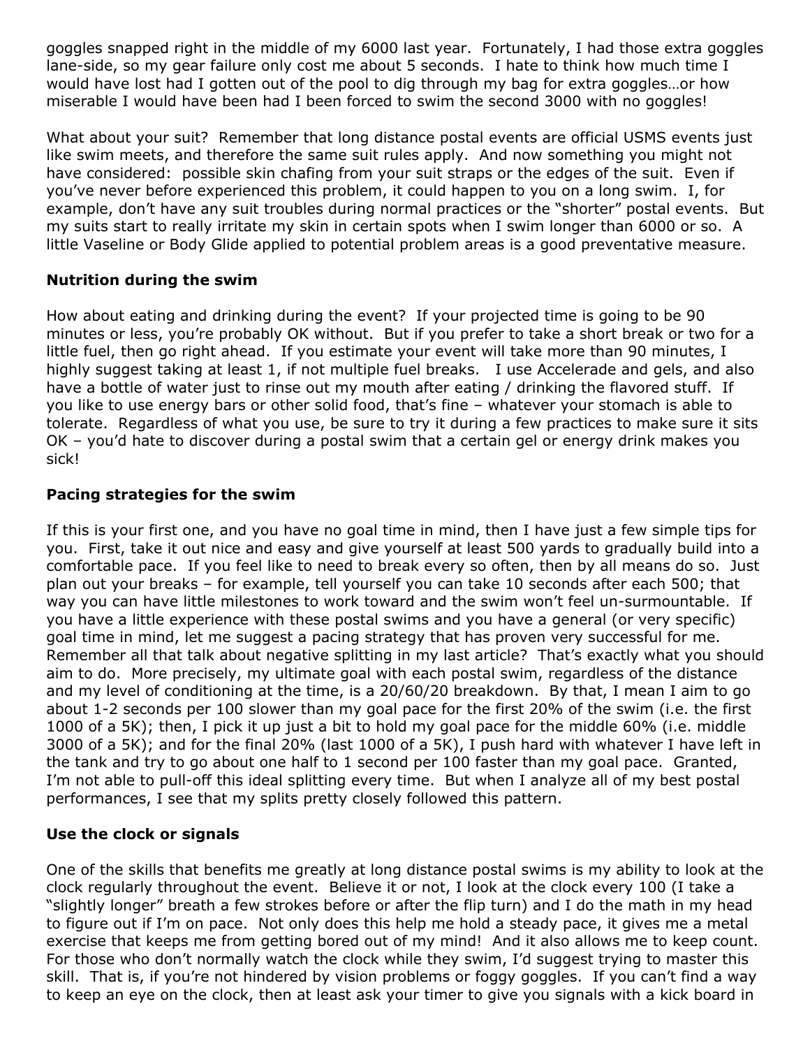goggles snapped right in the middle of my 6000 last year. Fortunately, I had those extra goggles lane-side, so my gear failure only cost me about 5 seconds. I hate to think how much time I would have lost had I gotten out of the pool to dig through my bag for extra goggles…or how miserable I would have been had I been forced to swim the second 3000 with no goggles!

What about your suit? Remember that long distance postal events are official USMS events just like swim meets, and therefore the same suit rules apply. And now something you might not have considered: possible skin chafing from your suit straps or the edges of the suit. Even if you've never before experienced this problem, it could happen to you on a long swim. I, for example, don't have any suit troubles during normal practices or the "shorter" postal events. But my suits start to really irritate my skin in certain spots when I swim longer than 6000 or so. A little Vaseline or Body Glide applied to potential problem areas is a good preventative measure.

### Nutrition during the swim

How about eating and drinking during the event? If your projected time is going to be 90 minutes or less, you're probably OK without. But if you prefer to take a short break or two for a little fuel, then go right ahead. If you estimate your event will take more than 90 minutes, I highly suggest taking at least 1, if not multiple fuel breaks. I use Accelerade and gels, and also have a bottle of water just to rinse out my mouth after eating / drinking the flavored stuff. If you like to use energy bars or other solid food, that's fine – whatever your stomach is able to tolerate. Regardless of what you use, be sure to try it during a few practices to make sure it sits OK – you'd hate to discover during a postal swim that a certain gel or energy drink makes you sick!

### Pacing strategies for the swim

If this is your first one, and you have no goal time in mind, then I have just a few simple tips for you. First, take it out nice and easy and give yourself at least 500 yards to gradually build into a comfortable pace. If you feel like to need to break every so often, then by all means do so. Just plan out your breaks – for example, tell yourself you can take 10 seconds after each 500; that way you can have little milestones to work toward and the swim won't feel un-surmountable. If you have a little experience with these postal swims and you have a general (or very specific) goal time in mind, let me suggest a pacing strategy that has proven very successful for me. Remember all that talk about negative splitting in my last article? That's exactly what you should aim to do. More precisely, my ultimate goal with each postal swim, regardless of the distance and my level of conditioning at the time, is a 20/60/20 breakdown. By that, I mean I aim to go about 1-2 seconds per 100 slower than my goal pace for the first 20% of the swim (i.e. the first 1000 of a 5K); then, I pick it up just a bit to hold my goal pace for the middle 60% (i.e. middle 3000 of a 5K); and for the final 20% (last 1000 of a 5K), I push hard with whatever I have left in the tank and try to go about one half to 1 second per 100 faster than my goal pace. Granted, I'm not able to pull-off this ideal splitting every time. But when I analyze all of my best postal performances, I see that my splits pretty closely followed this pattern.

### Use the clock or signals

One of the skills that benefits me greatly at long distance postal swims is my ability to look at the clock regularly throughout the event. Believe it or not, I look at the clock every 100 (I take a "slightly longer" breath a few strokes before or after the flip turn) and I do the math in my head to figure out if I'm on pace. Not only does this help me hold a steady pace, it gives me a metal exercise that keeps me from getting bored out of my mind! And it also allows me to keep count. For those who don't normally watch the clock while they swim, I'd suggest trying to master this skill. That is, if you're not hindered by vision problems or foggy goggles. If you can't find a way to keep an eye on the clock, then at least ask your timer to give you signals with a kick board in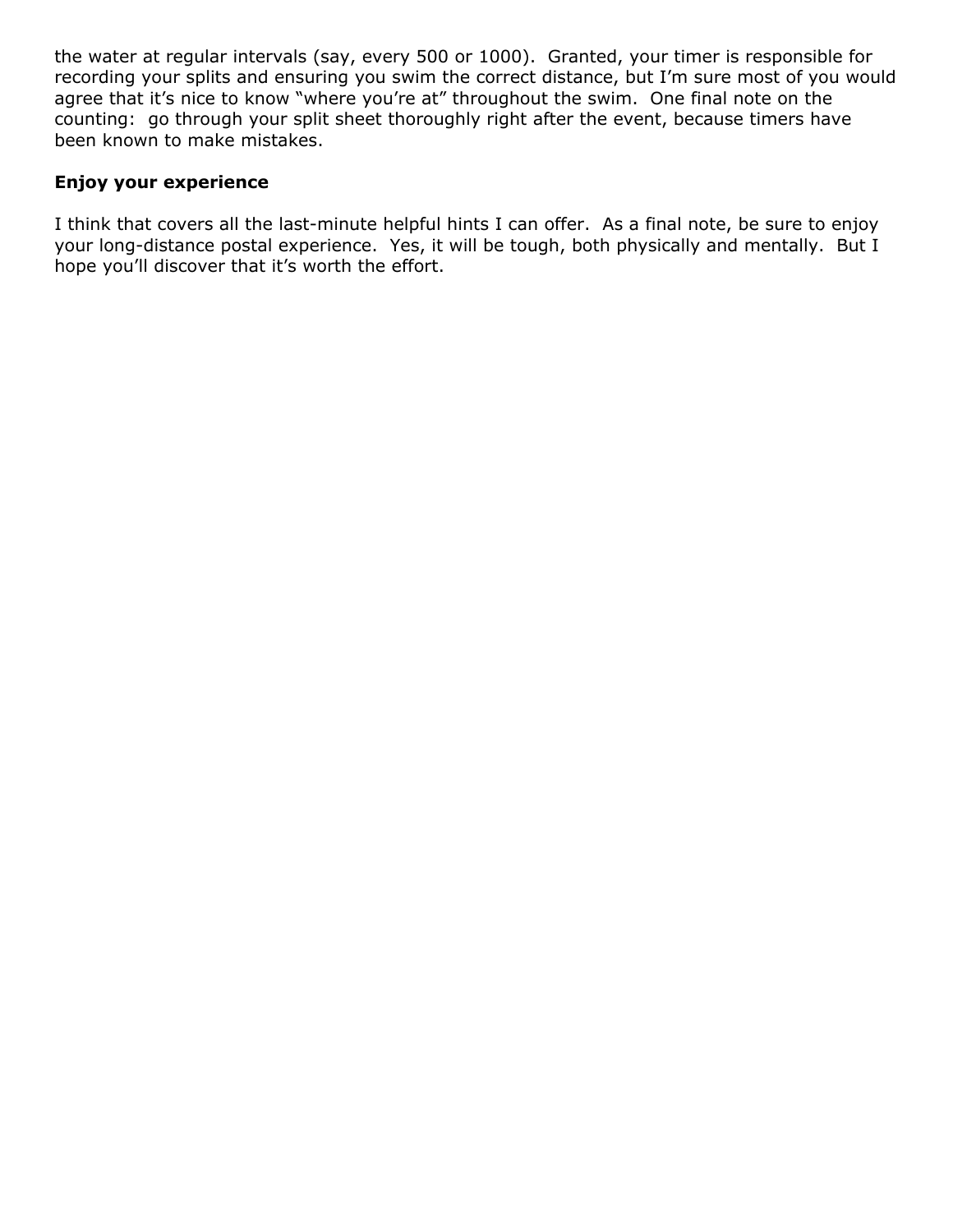the water at regular intervals (say, every 500 or 1000). Granted, your timer is responsible for recording your splits and ensuring you swim the correct distance, but I'm sure most of you would agree that it's nice to know "where you're at" throughout the swim. One final note on the counting: go through your split sheet thoroughly right after the event, because timers have been known to make mistakes.

**Enjoy your experience**

I think that covers all the last-minute helpful hints I can offer. As a final note, be sure to enjoy your long-distance postal experience. Yes, it will be tough, both physically and mentally. But I hope you'll discover that it's worth the effort.